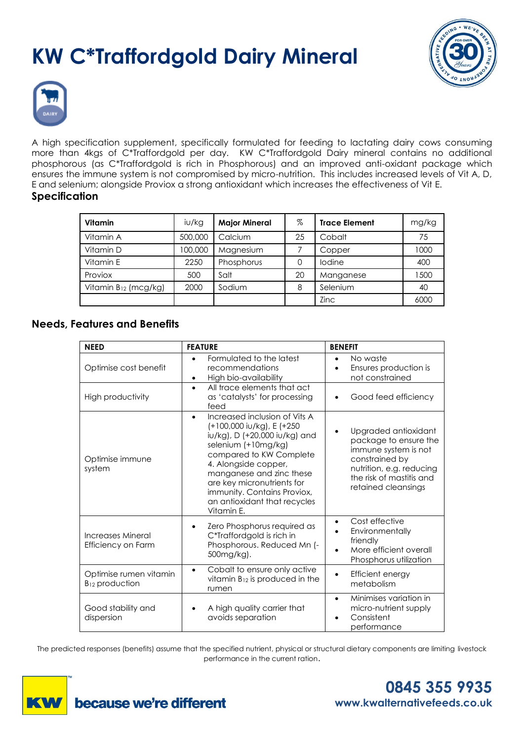# KW C*Traffordgold Dairy Mineral

A high specification supplement, specifically formulated for feeding to lactating dairy cows consuming more than 4kgs of C*Traffordgold per day. KW C*Traffordgold Dairy mineral contains no additional phosphorous (as C*Traffordgold is rich in Phosphorous) and an improved anti-oxidant package which ensures the immune system is not compromised by micro-nutrition. This includes increased levels of Vit A, D, E and selenium; alongside Proviox a strong antioxidant which increases the effectiveness of Vit E.

## Specification

| Vitamin | iu/kg | Major Mineral | % | Trace Element | mg/kg |
|---|---|---|---|---|---|
| Vitamin A | 500,000 | Calcium | 25 | Cobalt | 75 |
| Vitamin D | 100,000 | Magnesium | 7 | Copper | 1000 |
| Vitamin E | 2250 | Phosphorus | 0 | Iodine | 400 |
| Proviox | 500 | Salt | 20 | Manganese | 1500 |
| Vitamin $B_{12}$ (mcg/kg) | 2000 | Sodium | 8 | Selenium | 40 |
| | | | | Zinc | 6000 |

## Needs, Features and Benefits

| NEED | FEATURE | BENEFIT |
|---|---|---|
| Optimise cost benefit | • Formulated to the latest recommendations<br>• High bio-availability | • No waste<br>• Ensures production is not constrained |
| High productivity | • All trace elements that act as 'catalysts' for processing feed | • Good feed efficiency |
| Optimise immune system | • Increased inclusion of Vits A (+100,000 iu/kg), E (+250 iu/kg), D (+20,000 iu/kg) and selenium (+10mg/kg) compared to KW Complete 4. Alongside copper, manganese and zinc these are key micronutrients for immunity. Contains Proviox, an antioxidant that recycles Vitamin E. | • Upgraded antioxidant package to ensure the immune system is not constrained by nutrition, e.g. reducing the risk of mastitis and retained cleansings |
| Increases Mineral Efficiency on Farm | • Zero Phosphorus required as C*Traffordgold is rich in Phosphorous. Reduced Mn (-500mg/kg). | • Cost effective<br>• Environmentally friendly<br>• More efficient overall Phosphorus utilization |
| Optimise rumen vitamin $B_{12}$ production | • Cobalt to ensure only active vitamin $B_{12}$ is produced in the rumen | • Efficient energy metabolism |
| Good stability and dispersion | • A high quality carrier that avoids separation | • Minimises variation in micro-nutrient supply<br>• Consistent performance |

The predicted responses (benefits) assume that the specified nutrient, physical or structural dietary components are limiting livestock performance in the current ration.

because we're different

0845 355 9935
www.kwalternativefeeds.co.uk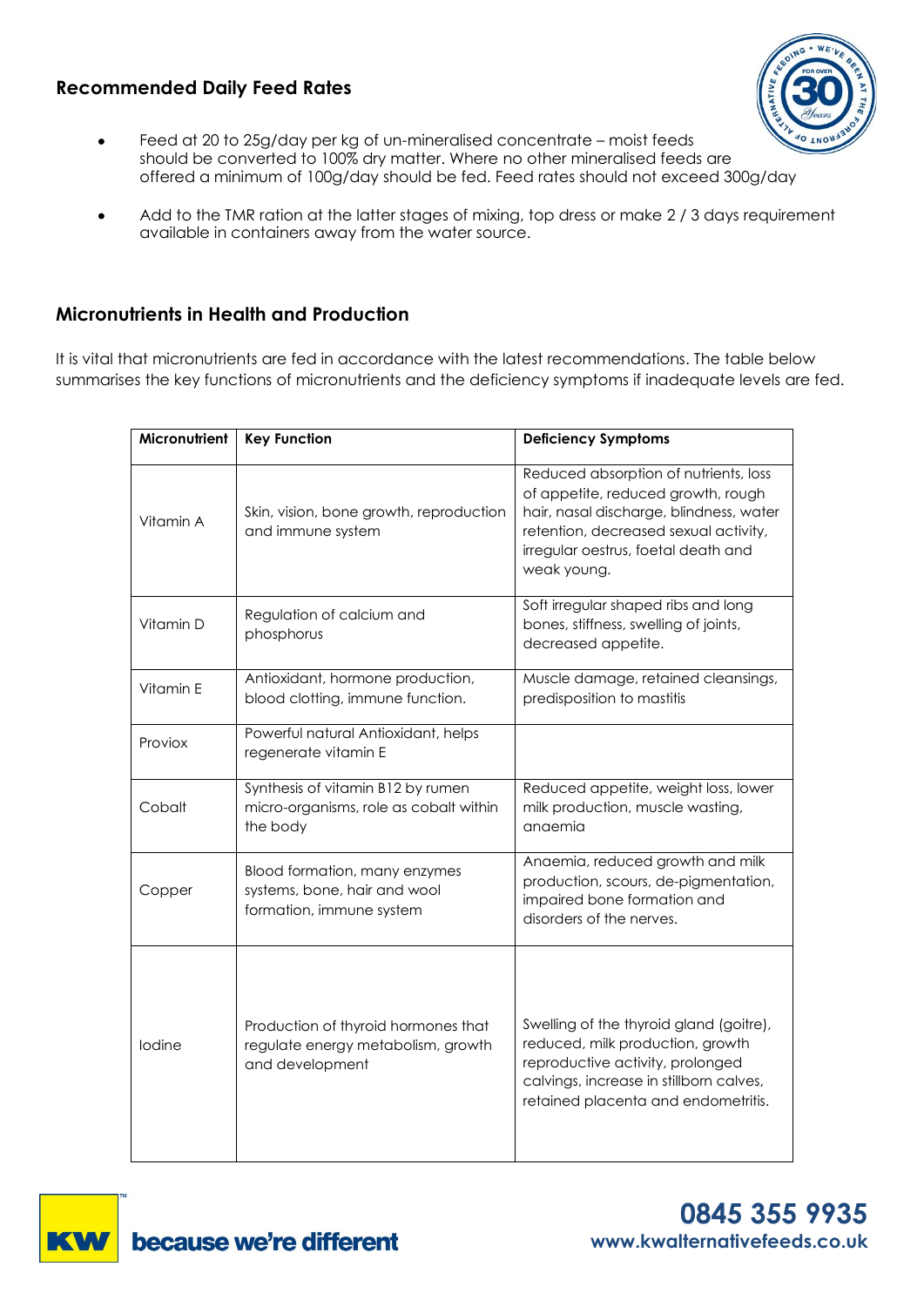## Recommended Daily Feed Rates

- Feed at 20 to 25g/day per kg of un-mineralised concentrate – moist feeds should be converted to 100% dry matter. Where no other mineralised feeds are offered a minimum of 100g/day should be fed. Feed rates should not exceed 300g/day
- Add to the TMR ration at the latter stages of mixing, top dress or make 2 / 3 days requirement available in containers away from the water source.

## Micronutrients in Health and Production

It is vital that micronutrients are fed in accordance with the latest recommendations. The table below summarises the key functions of micronutrients and the deficiency symptoms if inadequate levels are fed.

| Micronutrient | Key Function | Deficiency Symptoms |
|---|---|---|
| Vitamin A | Skin, vision, bone growth, reproduction and immune system | Reduced absorption of nutrients, loss of appetite, reduced growth, rough hair, nasal discharge, blindness, water retention, decreased sexual activity, irregular oestrus, foetal death and weak young. |
| Vitamin D | Regulation of calcium and phosphorus | Soft irregular shaped ribs and long bones, stiffness, swelling of joints, decreased appetite. |
| Vitamin E | Antioxidant, hormone production, blood clotting, immune function. | Muscle damage, retained cleansings, predisposition to mastitis |
| Proviox | Powerful natural Antioxidant, helps regenerate vitamin E | |
| Cobalt | Synthesis of vitamin B12 by rumen micro-organisms, role as cobalt within the body | Reduced appetite, weight loss, lower milk production, muscle wasting, anaemia |
| Copper | Blood formation, many enzymes systems, bone, hair and wool formation, immune system | Anaemia, reduced growth and milk production, scours, de-pigmentation, impaired bone formation and disorders of the nerves. |
| Iodine | Production of thyroid hormones that regulate energy metabolism, growth and development | Swelling of the thyroid gland (goitre), reduced, milk production, growth reproductive activity, prolonged calvings, increase in stillborn calves, retained placenta and endometritis. |

0845 355 9935
www.kwalternativefeeds.co.uk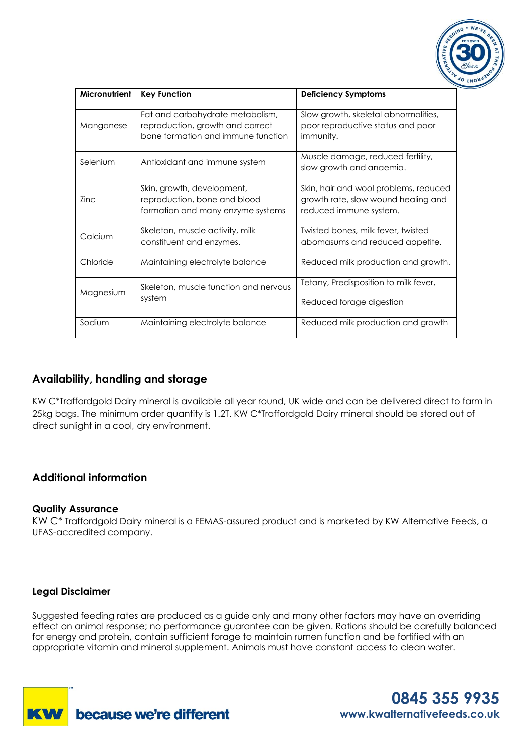| Micronutrient | Key Function | Deficiency Symptoms |
| --- | --- | --- |
| Manganese | Fat and carbohydrate metabolism, reproduction, growth and correct bone formation and immune function | Slow growth, skeletal abnormalities, poor reproductive status and poor immunity. |
| Selenium | Antioxidant and immune system | Muscle damage, reduced fertility, slow growth and anaemia. |
| Zinc | Skin, growth, development, reproduction, bone and blood formation and many enzyme systems | Skin, hair and wool problems, reduced growth rate, slow wound healing and reduced immune system. |
| Calcium | Skeleton, muscle activity, milk constituent and enzymes. | Twisted bones, milk fever, twisted abomasums and reduced appetite. |
| Chloride | Maintaining electrolyte balance | Reduced milk production and growth. |
| Magnesium | Skeleton, muscle function and nervous system | Tetany, Predisposition to milk fever, Reduced forage digestion |
| Sodium | Maintaining electrolyte balance | Reduced milk production and growth |

## Availability, handling and storage

KW C*Traffordgold Dairy mineral is available all year round, UK wide and can be delivered direct to farm in 25kg bags. The minimum order quantity is 1.2T. KW C*Traffordgold Dairy mineral should be stored out of direct sunlight in a cool, dry environment.

## Additional information

### Quality Assurance

KW C* Traffordgold Dairy mineral is a FEMAS-assured product and is marketed by KW Alternative Feeds, a UFAS-accredited company.

### Legal Disclaimer

Suggested feeding rates are produced as a guide only and many other factors may have an overriding effect on animal response; no performance guarantee can be given. Rations should be carefully balanced for energy and protein, contain sufficient forage to maintain rumen function and be fortified with an appropriate vitamin and mineral supplement. Animals must have constant access to clean water.

KW because we're different

0845 355 9935
www.kwalternativefeeds.co.uk